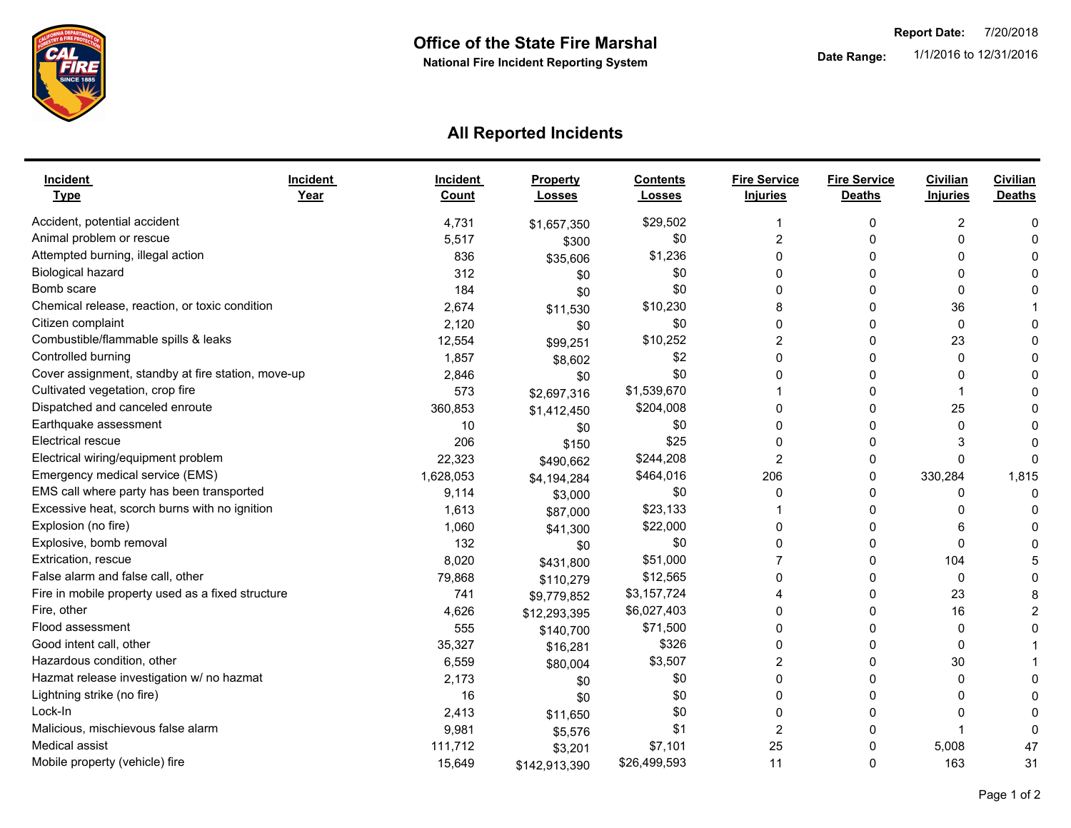# Office of the State Fire Marshal

**National Fire Incident Reporting System**

**Report Date:** 7/20/2018

**Date Range:** 1/1/2016 to 12/31/2016

## All Reported Incidents

| Incident Type | Incident Year | Incident Count | Property Losses | Contents Losses | Fire Service Injuries | Fire Service Deaths | Civilian Injuries | Civilian Deaths |
|---|---|---|---|---|---|---|---|---|
| Accident, potential accident | | 4,731 | $1,657,350 | $29,502 | 1 | 0 | 2 | 0 |
| Animal problem or rescue | | 5,517 | $300 | $0 | 2 | 0 | 0 | 0 |
| Attempted burning, illegal action | | 836 | $35,606 | $1,236 | 0 | 0 | 0 | 0 |
| Biological hazard | | 312 | $0 | $0 | 0 | 0 | 0 | 0 |
| Bomb scare | | 184 | $0 | $0 | 0 | 0 | 0 | 0 |
| Chemical release, reaction, or toxic condition | | 2,674 | $11,530 | $10,230 | 8 | 0 | 36 | 1 |
| Citizen complaint | | 2,120 | $0 | $0 | 0 | 0 | 0 | 0 |
| Combustible/flammable spills & leaks | | 12,554 | $99,251 | $10,252 | 2 | 0 | 23 | 0 |
| Controlled burning | | 1,857 | $8,602 | $2 | 0 | 0 | 0 | 0 |
| Cover assignment, standby at fire station, move-up | | 2,846 | $0 | $0 | 0 | 0 | 0 | 0 |
| Cultivated vegetation, crop fire | | 573 | $2,697,316 | $1,539,670 | 1 | 0 | 1 | 0 |
| Dispatched and canceled enroute | | 360,853 | $1,412,450 | $204,008 | 0 | 0 | 25 | 0 |
| Earthquake assessment | | 10 | $0 | $0 | 0 | 0 | 0 | 0 |
| Electrical rescue | | 206 | $150 | $25 | 0 | 0 | 3 | 0 |
| Electrical wiring/equipment problem | | 22,323 | $490,662 | $244,208 | 2 | 0 | 0 | 0 |
| Emergency medical service (EMS) | | 1,628,053 | $4,194,284 | $464,016 | 206 | 0 | 330,284 | 1,815 |
| EMS call where party has been transported | | 9,114 | $3,000 | $0 | 0 | 0 | 0 | 0 |
| Excessive heat, scorch burns with no ignition | | 1,613 | $87,000 | $23,133 | 1 | 0 | 0 | 0 |
| Explosion (no fire) | | 1,060 | $41,300 | $22,000 | 0 | 0 | 6 | 0 |
| Explosive, bomb removal | | 132 | $0 | $0 | 0 | 0 | 0 | 0 |
| Extrication, rescue | | 8,020 | $431,800 | $51,000 | 7 | 0 | 104 | 5 |
| False alarm and false call, other | | 79,868 | $110,279 | $12,565 | 0 | 0 | 0 | 0 |
| Fire in mobile property used as a fixed structure | | 741 | $9,779,852 | $3,157,724 | 4 | 0 | 23 | 8 |
| Fire, other | | 4,626 | $12,293,395 | $6,027,403 | 0 | 0 | 16 | 2 |
| Flood assessment | | 555 | $140,700 | $71,500 | 0 | 0 | 0 | 0 |
| Good intent call, other | | 35,327 | $16,281 | $326 | 0 | 0 | 0 | 1 |
| Hazardous condition, other | | 6,559 | $80,004 | $3,507 | 2 | 0 | 30 | 1 |
| Hazmat release investigation w/ no hazmat | | 2,173 | $0 | $0 | 0 | 0 | 0 | 0 |
| Lightning strike (no fire) | | 16 | $0 | $0 | 0 | 0 | 0 | 0 |
| Lock-In | | 2,413 | $11,650 | $0 | 0 | 0 | 0 | 0 |
| Malicious, mischievous false alarm | | 9,981 | $5,576 | $1 | 2 | 0 | 1 | 0 |
| Medical assist | | 111,712 | $3,201 | $7,101 | 25 | 0 | 5,008 | 47 |
| Mobile property (vehicle) fire | | 15,649 | $142,913,390 | $26,499,593 | 11 | 0 | 163 | 31 |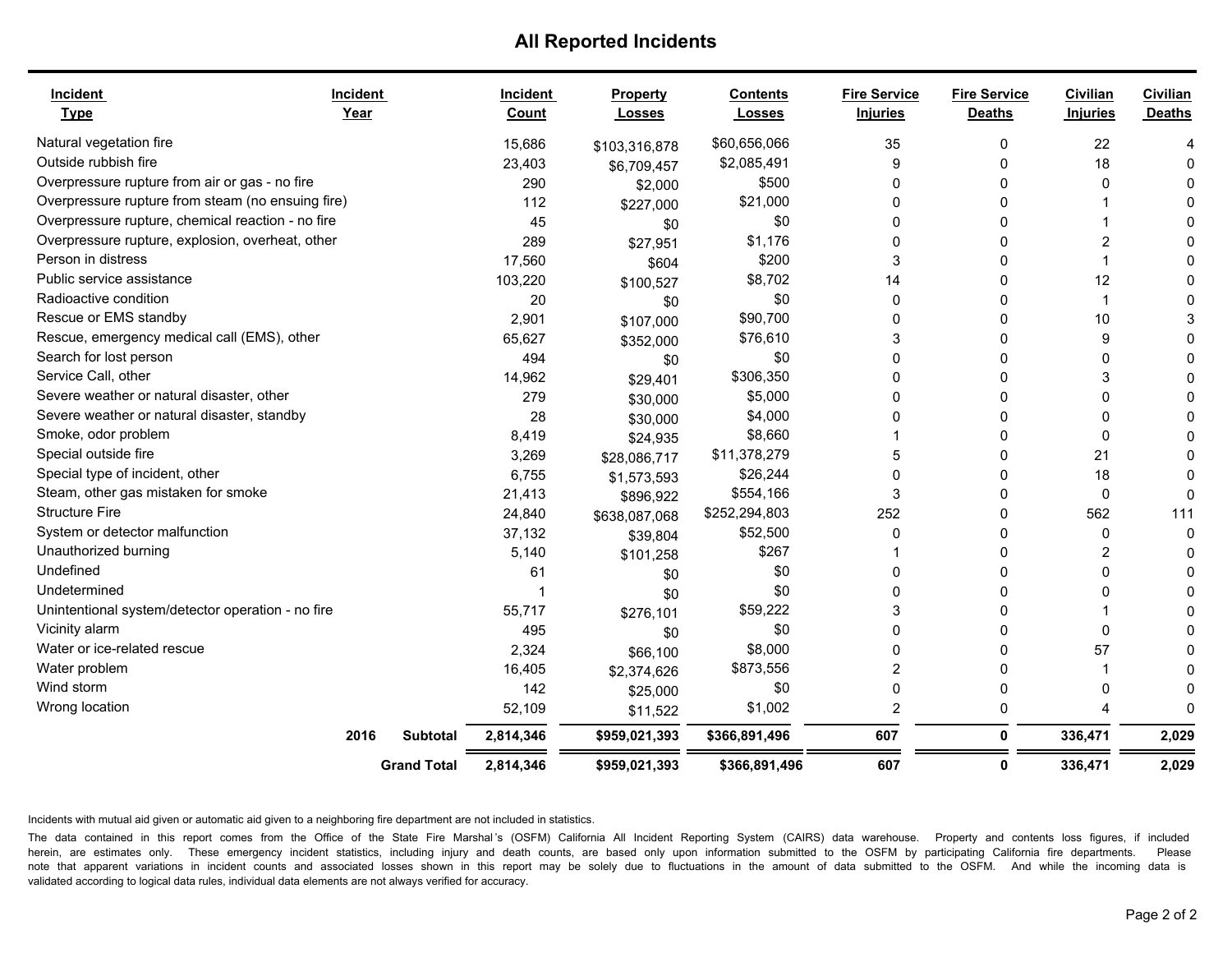# All Reported Incidents

| Incident Type | Incident Year | Incident Count | Property Losses | Contents Losses | Fire Service Injuries | Fire Service Deaths | Civilian Injuries | Civilian Deaths |
|---|---|---|---|---|---|---|---|---|
| Natural vegetation fire | | 15,686 | $103,316,878 | $60,656,066 | 35 | 0 | 22 | 4 |
| Outside rubbish fire | | 23,403 | $6,709,457 | $2,085,491 | 9 | 0 | 18 | 0 |
| Overpressure rupture from air or gas - no fire | | 290 | $2,000 | $500 | 0 | 0 | 0 | 0 |
| Overpressure rupture from steam (no ensuing fire) | | 112 | $227,000 | $21,000 | 0 | 0 | 1 | 0 |
| Overpressure rupture, chemical reaction - no fire | | 45 | $0 | $0 | 0 | 0 | 1 | 0 |
| Overpressure rupture, explosion, overheat, other | | 289 | $27,951 | $1,176 | 0 | 0 | 2 | 0 |
| Person in distress | | 17,560 | $604 | $200 | 3 | 0 | 1 | 0 |
| Public service assistance | | 103,220 | $100,527 | $8,702 | 14 | 0 | 12 | 0 |
| Radioactive condition | | 20 | $0 | $0 | 0 | 0 | 1 | 0 |
| Rescue or EMS standby | | 2,901 | $107,000 | $90,700 | 0 | 0 | 10 | 3 |
| Rescue, emergency medical call (EMS), other | | 65,627 | $352,000 | $76,610 | 3 | 0 | 9 | 0 |
| Search for lost person | | 494 | $0 | $0 | 0 | 0 | 0 | 0 |
| Service Call, other | | 14,962 | $29,401 | $306,350 | 0 | 0 | 3 | 0 |
| Severe weather or natural disaster, other | | 279 | $30,000 | $5,000 | 0 | 0 | 0 | 0 |
| Severe weather or natural disaster, standby | | 28 | $30,000 | $4,000 | 0 | 0 | 0 | 0 |
| Smoke, odor problem | | 8,419 | $24,935 | $8,660 | 1 | 0 | 0 | 0 |
| Special outside fire | | 3,269 | $28,086,717 | $11,378,279 | 5 | 0 | 21 | 0 |
| Special type of incident, other | | 6,755 | $1,573,593 | $26,244 | 0 | 0 | 18 | 0 |
| Steam, other gas mistaken for smoke | | 21,413 | $896,922 | $554,166 | 3 | 0 | 0 | 0 |
| Structure Fire | | 24,840 | $638,087,068 | $252,294,803 | 252 | 0 | 562 | 111 |
| System or detector malfunction | | 37,132 | $39,804 | $52,500 | 0 | 0 | 0 | 0 |
| Unauthorized burning | | 5,140 | $101,258 | $267 | 1 | 0 | 2 | 0 |
| Undefined | | 61 | $0 | $0 | 0 | 0 | 0 | 0 |
| Undetermined | | 1 | $0 | $0 | 0 | 0 | 0 | 0 |
| Unintentional system/detector operation - no fire | | 55,717 | $276,101 | $59,222 | 3 | 0 | 1 | 0 |
| Vicinity alarm | | 495 | $0 | $0 | 0 | 0 | 0 | 0 |
| Water or ice-related rescue | | 2,324 | $66,100 | $8,000 | 0 | 0 | 57 | 0 |
| Water problem | | 16,405 | $2,374,626 | $873,556 | 2 | 0 | 1 | 0 |
| Wind storm | | 142 | $25,000 | $0 | 0 | 0 | 0 | 0 |
| Wrong location | | 52,109 | $11,522 | $1,002 | 2 | 0 | 4 | 0 |
| | **2016 Subtotal** | **2,814,346** | **$959,021,393** | **$366,891,496** | **607** | **0** | **336,471** | **2,029** |
| | **Grand Total** | **2,814,346** | **$959,021,393** | **$366,891,496** | **607** | **0** | **336,471** | **2,029** |

Incidents with mutual aid given or automatic aid given to a neighboring fire department are not included in statistics.

The data contained in this report comes from the Office of the State Fire Marshal's (OSFM) California All Incident Reporting System (CAIRS) data warehouse. Property and contents loss figures, if included herein, are estimates only. These emergency incident statistics, including injury and death counts, are based only upon information submitted to the OSFM by participating California fire departments. Please note that apparent variations in incident counts and associated losses shown in this report may be solely due to fluctuations in the amount of data submitted to the OSFM. And while the incoming data is validated according to logical data rules, individual data elements are not always verified for accuracy.